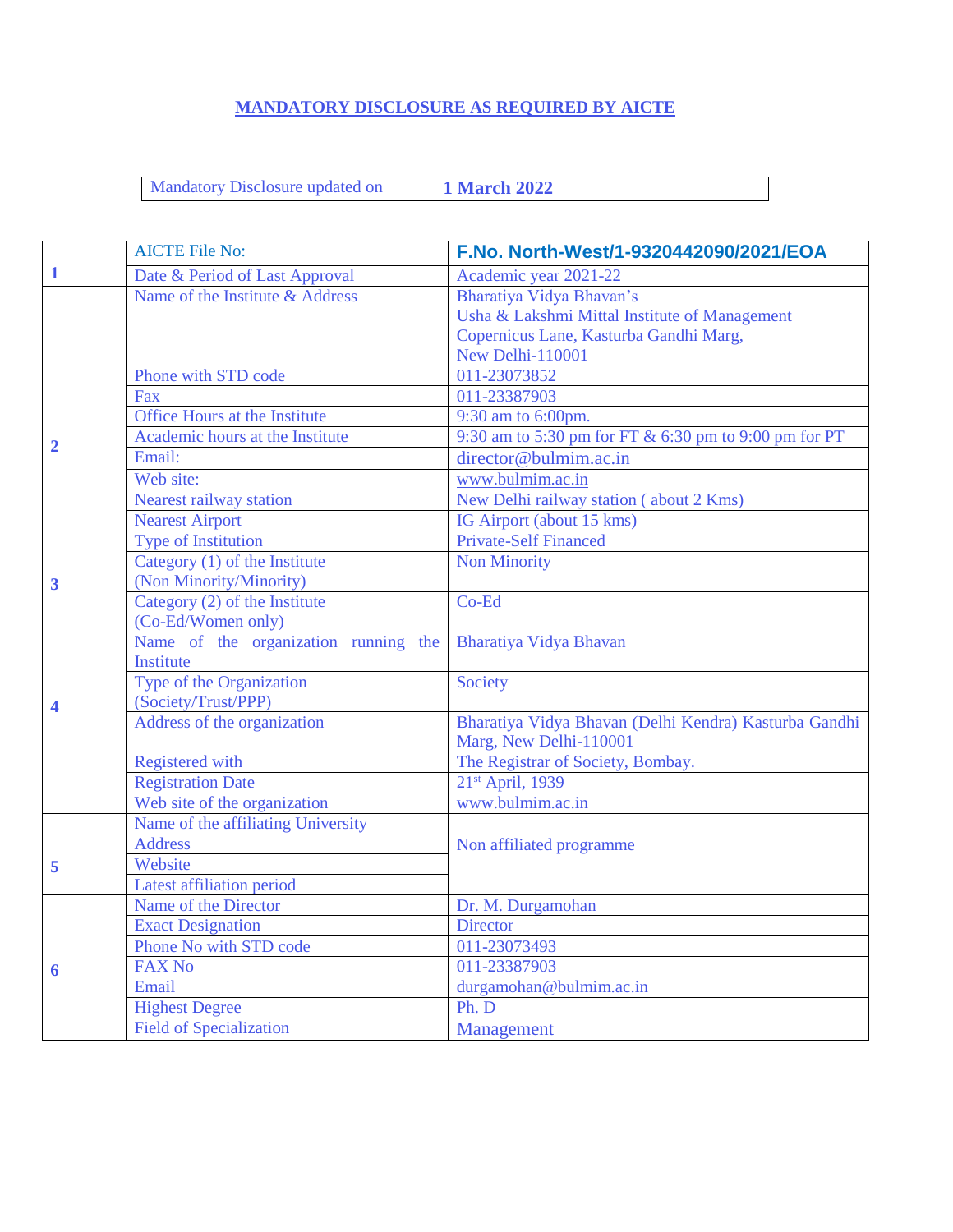# MANDATORY DISCLOSURE AS REQUIRED BY AICTE

| Mandatory Disclosure updated on | **1 March 2022** |
|---|---|

| | | |
|---|---|---|
| 1 | AICTE File No: | **F.No. North-West/1-9320442090/2021/EOA** |
| | Date & Period of Last Approval | Academic year 2021-22 |
| 2 | Name of the Institute & Address | Bharatiya Vidya Bhavan's<br>Usha & Lakshmi Mittal Institute of Management<br>Copernicus Lane, Kasturba Gandhi Marg,<br>New Delhi-110001 |
| | Phone with STD code | 011-23073852 |
| | Fax | 011-23387903 |
| | Office Hours at the Institute | 9:30 am to 6:00pm. |
| | Academic hours at the Institute | 9:30 am to 5:30 pm for FT & 6:30 pm to 9:00 pm for PT |
| | Email: | director@bulmim.ac.in |
| | Web site: | www.bulmim.ac.in |
| | Nearest railway station | New Delhi railway station ( about 2 Kms) |
| | Nearest Airport | IG Airport (about 15 kms) |
| 3 | Type of Institution | Private-Self Financed |
| | Category (1) of the Institute (Non Minority/Minority) | Non Minority |
| | Category (2) of the Institute (Co-Ed/Women only) | Co-Ed |
| 4 | Name of the organization running the Institute | Bharatiya Vidya Bhavan |
| | Type of the Organization (Society/Trust/PPP) | Society |
| | Address of the organization | Bharatiya Vidya Bhavan (Delhi Kendra) Kasturba Gandhi Marg, New Delhi-110001 |
| | Registered with | The Registrar of Society, Bombay. |
| | Registration Date | 21st April, 1939 |
| | Web site of the organization | www.bulmim.ac.in |
| 5 | Name of the affiliating University | Non affiliated programme |
| | Address | |
| | Website | |
| | Latest affiliation period | |
| 6 | Name of the Director | Dr. M. Durgamohan |
| | Exact Designation | Director |
| | Phone No with STD code | 011-23073493 |
| | FAX No | 011-23387903 |
| | Email | durgamohan@bulmim.ac.in |
| | Highest Degree | Ph. D |
| | Field of Specialization | Management |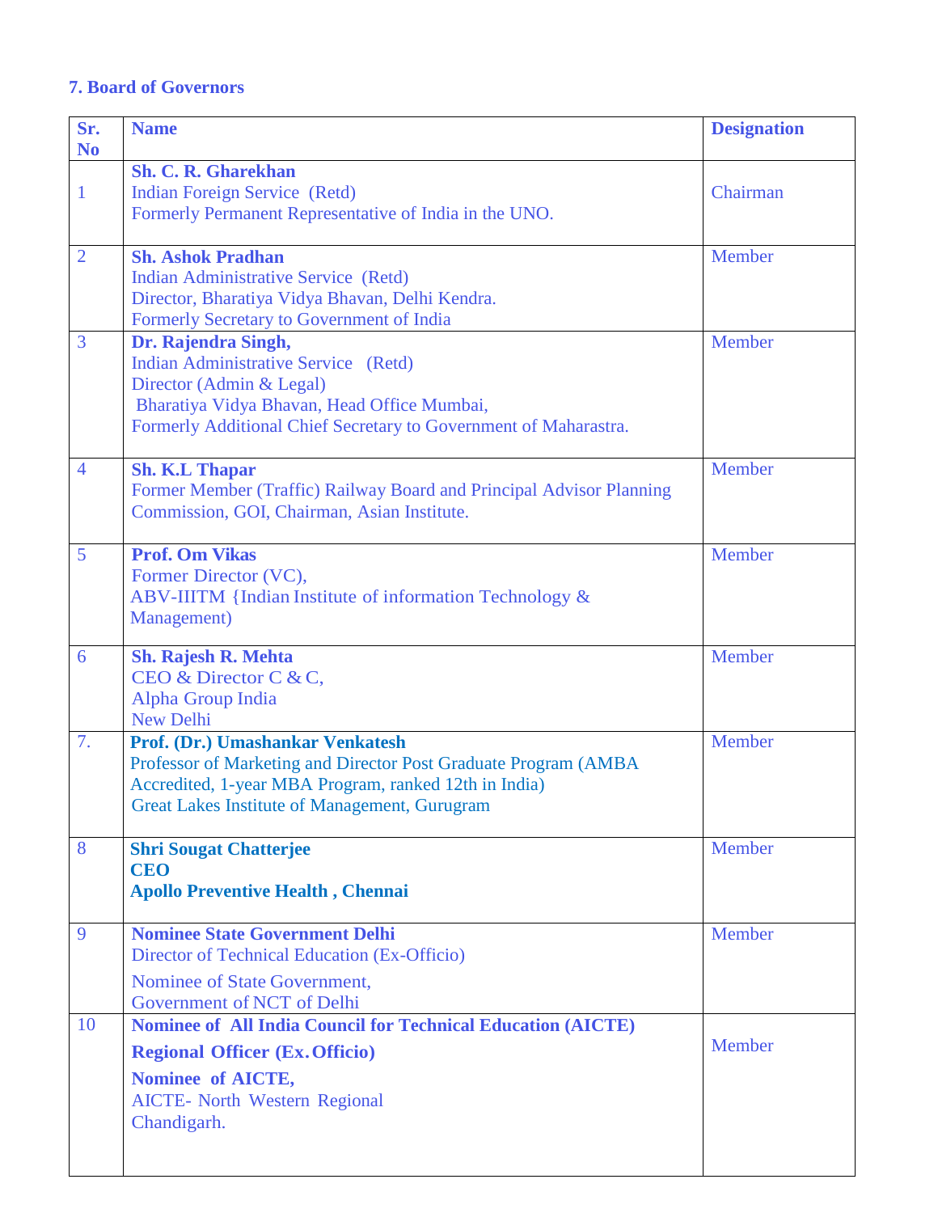### 7. Board of Governors

| Sr. No | Name | Designation |
|---|---|---|
| 1 | **Sh. C. R. Gharekhan**<br>Indian Foreign Service (Retd)<br>Formerly Permanent Representative of India in the UNO. | Chairman |
| 2 | **Sh. Ashok Pradhan**<br>Indian Administrative Service (Retd)<br>Director, Bharatiya Vidya Bhavan, Delhi Kendra.<br>Formerly Secretary to Government of India | Member |
| 3 | **Dr. Rajendra Singh,**<br>Indian Administrative Service (Retd)<br>Director (Admin & Legal)<br>Bharatiya Vidya Bhavan, Head Office Mumbai,<br>Formerly Additional Chief Secretary to Government of Maharastra. | Member |
| 4 | **Sh. K.L Thapar**<br>Former Member (Traffic) Railway Board and Principal Advisor Planning Commission, GOI, Chairman, Asian Institute. | Member |
| 5 | **Prof. Om Vikas**<br>Former Director (VC),<br>ABV-IIITM {Indian Institute of information Technology & Management) | Member |
| 6 | **Sh. Rajesh R. Mehta**<br>CEO & Director C & C,<br>Alpha Group India<br>New Delhi | Member |
| 7. | **Prof. (Dr.) Umashankar Venkatesh**<br>Professor of Marketing and Director Post Graduate Program (AMBA Accredited, 1-year MBA Program, ranked 12th in India)<br>Great Lakes Institute of Management, Gurugram | Member |
| 8 | **Shri Sougat Chatterjee**<br>**CEO**<br>**Apollo Preventive Health , Chennai** | Member |
| 9 | **Nominee State Government Delhi**<br>Director of Technical Education (Ex-Officio)<br>Nominee of State Government,<br>Government of NCT of Delhi | Member |
| 10 | **Nominee of All India Council for Technical Education (AICTE)**<br>**Regional Officer (Ex. Officio)**<br>**Nominee of AICTE,**<br>AICTE- North Western Regional<br>Chandigarh. | Member |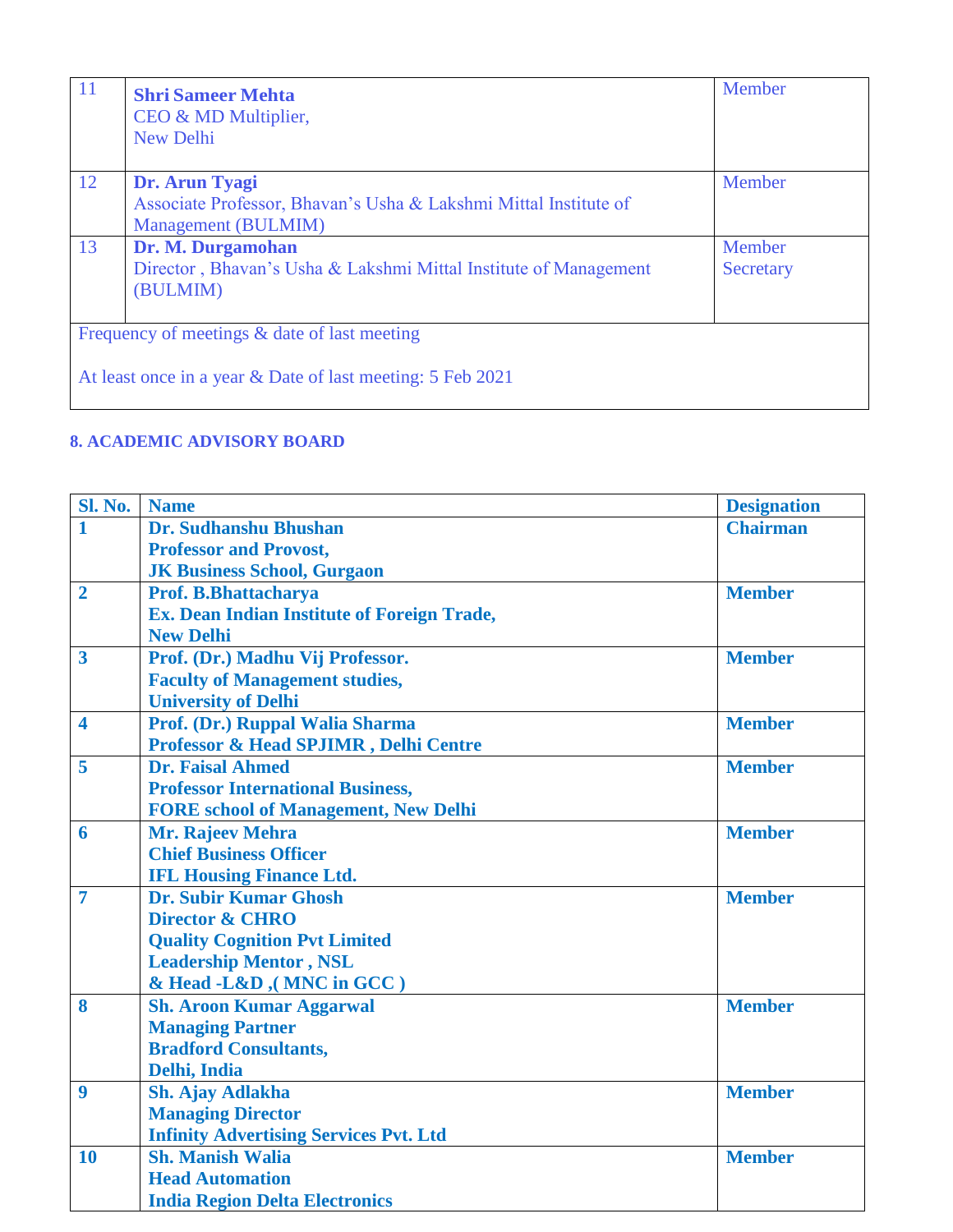| | | |
|---|---|---|
| 11 | **Shri Sameer Mehta**<br>CEO & MD Multiplier,<br>New Delhi | Member |
| 12 | **Dr. Arun Tyagi**<br>Associate Professor, Bhavan's Usha & Lakshmi Mittal Institute of Management (BULMIM) | Member |
| 13 | **Dr. M. Durgamohan**<br>Director , Bhavan's Usha & Lakshmi Mittal Institute of Management (BULMIM) | Member Secretary |
| Frequency of meetings & date of last meeting<br><br>At least once in a year & Date of last meeting: 5 Feb 2021 | | |

## 8. ACADEMIC ADVISORY BOARD

| Sl. No. | Name | Designation |
|---|---|---|
| **1** | **Dr. Sudhanshu Bhushan**<br>**Professor and Provost,**<br>**JK Business School, Gurgaon** | **Chairman** |
| **2** | **Prof. B.Bhattacharya**<br>**Ex. Dean Indian Institute of Foreign Trade,**<br>**New Delhi** | **Member** |
| **3** | **Prof. (Dr.) Madhu Vij Professor.**<br>**Faculty of Management studies,**<br>**University of Delhi** | **Member** |
| **4** | **Prof. (Dr.) Ruppal Walia Sharma**<br>**Professor & Head SPJIMR , Delhi Centre** | **Member** |
| **5** | **Dr. Faisal Ahmed**<br>**Professor International Business,**<br>**FORE school of Management, New Delhi** | **Member** |
| **6** | **Mr. Rajeev Mehra**<br>**Chief Business Officer**<br>**IFL Housing Finance Ltd.** | **Member** |
| **7** | **Dr. Subir Kumar Ghosh**<br>**Director & CHRO**<br>**Quality Cognition Pvt Limited**<br>**Leadership Mentor , NSL**<br>**& Head -L&D ,( MNC in GCC )** | **Member** |
| **8** | **Sh. Aroon Kumar Aggarwal**<br>**Managing Partner**<br>**Bradford Consultants,**<br>**Delhi, India** | **Member** |
| **9** | **Sh. Ajay Adlakha**<br>**Managing Director**<br>**Infinity Advertising Services Pvt. Ltd** | **Member** |
| **10** | **Sh. Manish Walia**<br>**Head Automation**<br>**India Region Delta Electronics** | **Member** |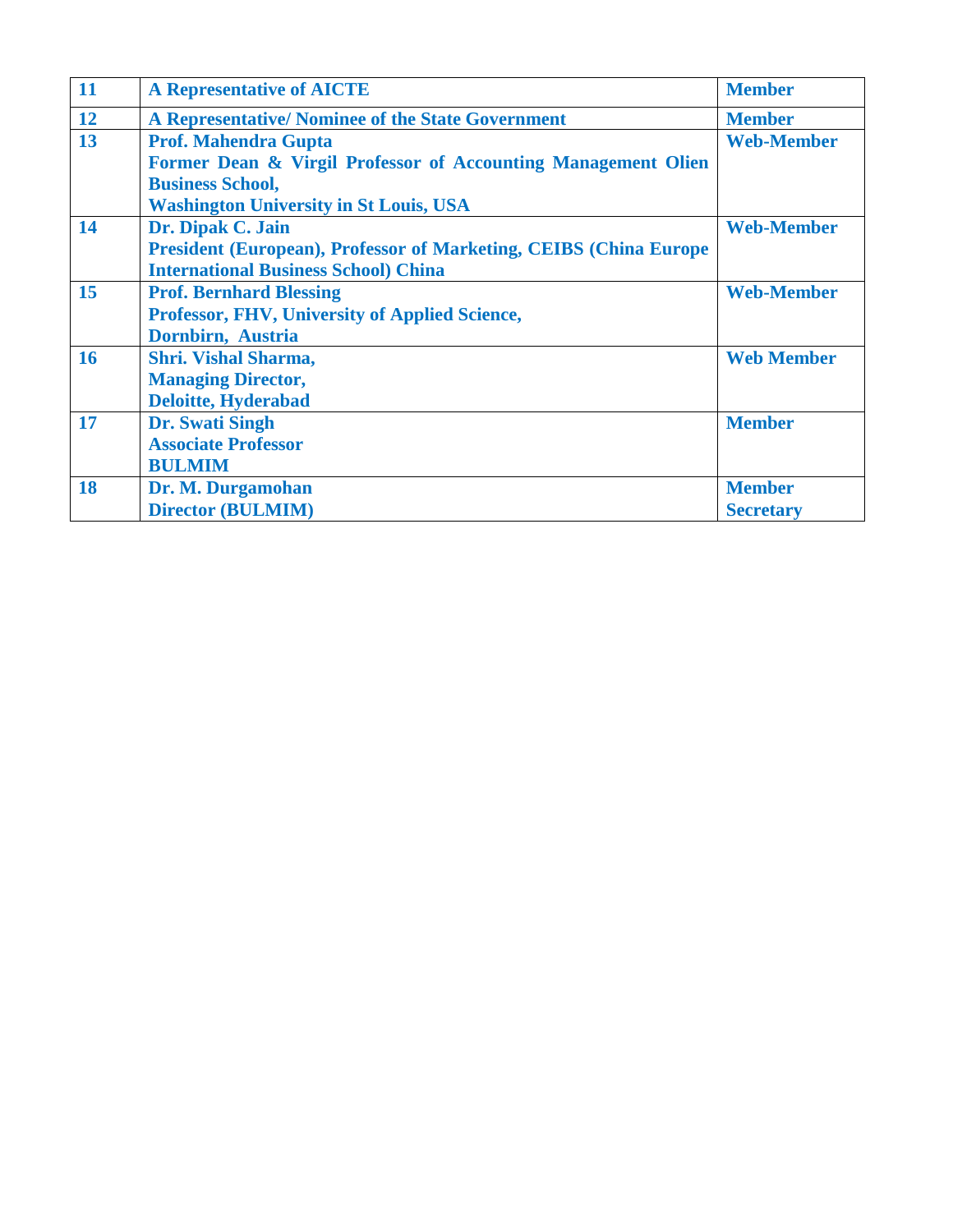| 11 | **A Representative of AICTE** | **Member** |
|---|---|---|
| 12 | **A Representative/ Nominee of the State Government** | **Member** |
| 13 | **Prof. Mahendra Gupta**<br>**Former Dean & Virgil Professor of Accounting Management Olien Business School,**<br>**Washington University in St Louis, USA** | **Web-Member** |
| 14 | **Dr. Dipak C. Jain**<br>**President (European), Professor of Marketing, CEIBS (China Europe International Business School) China** | **Web-Member** |
| 15 | **Prof. Bernhard Blessing**<br>**Professor, FHV, University of Applied Science,**<br>**Dornbirn, Austria** | **Web-Member** |
| 16 | **Shri. Vishal Sharma,**<br>**Managing Director,**<br>**Deloitte, Hyderabad** | **Web Member** |
| 17 | **Dr. Swati Singh**<br>**Associate Professor**<br>**BULMIM** | **Member** |
| 18 | **Dr. M. Durgamohan**<br>**Director (BULMIM)** | **Member Secretary** |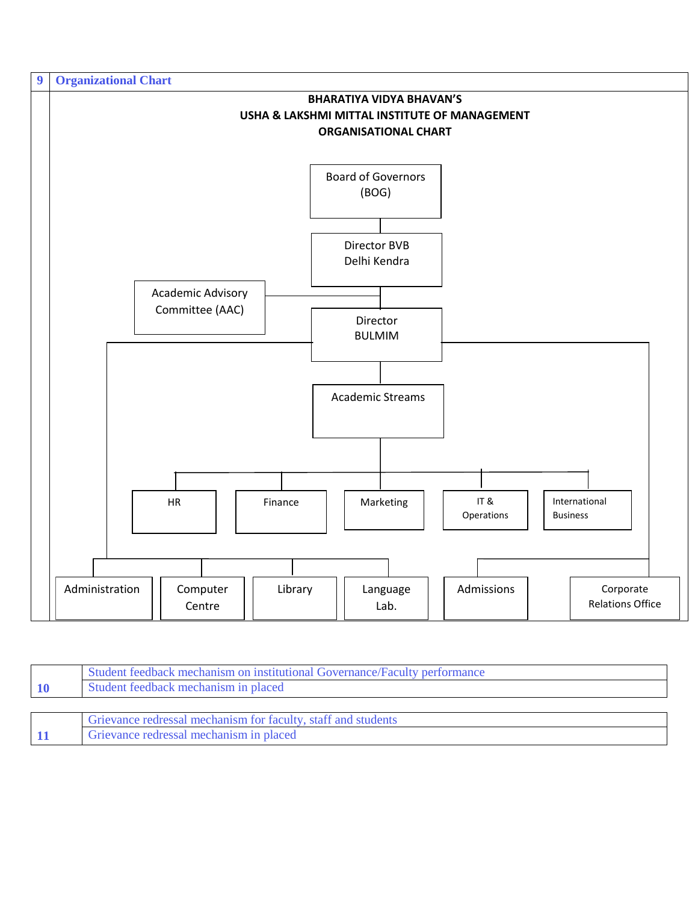| 9 | Organizational Chart |
|---|---|

**BHARATIYA VIDYA BHAVAN'S**
**USHA & LAKSHMI MITTAL INSTITUTE OF MANAGEMENT**
**ORGANISATIONAL CHART**

- Board of Governors (BOG)
  - Director BVB Delhi Kendra
    - Academic Advisory Committee (AAC)
    - Director BULMIM
      - Academic Streams
        - HR
        - Finance
        - Marketing
        - IT & Operations
        - International Business
      - Administration
      - Computer Centre
      - Library
      - Language Lab.
      - Admissions
      - Corporate Relations Office

| 10 | Student feedback mechanism on institutional Governance/Faculty performance |
|---|---|
| | Student feedback mechanism in placed |

| 11 | Grievance redressal mechanism for faculty, staff and students |
|---|---|
| | Grievance redressal mechanism in placed |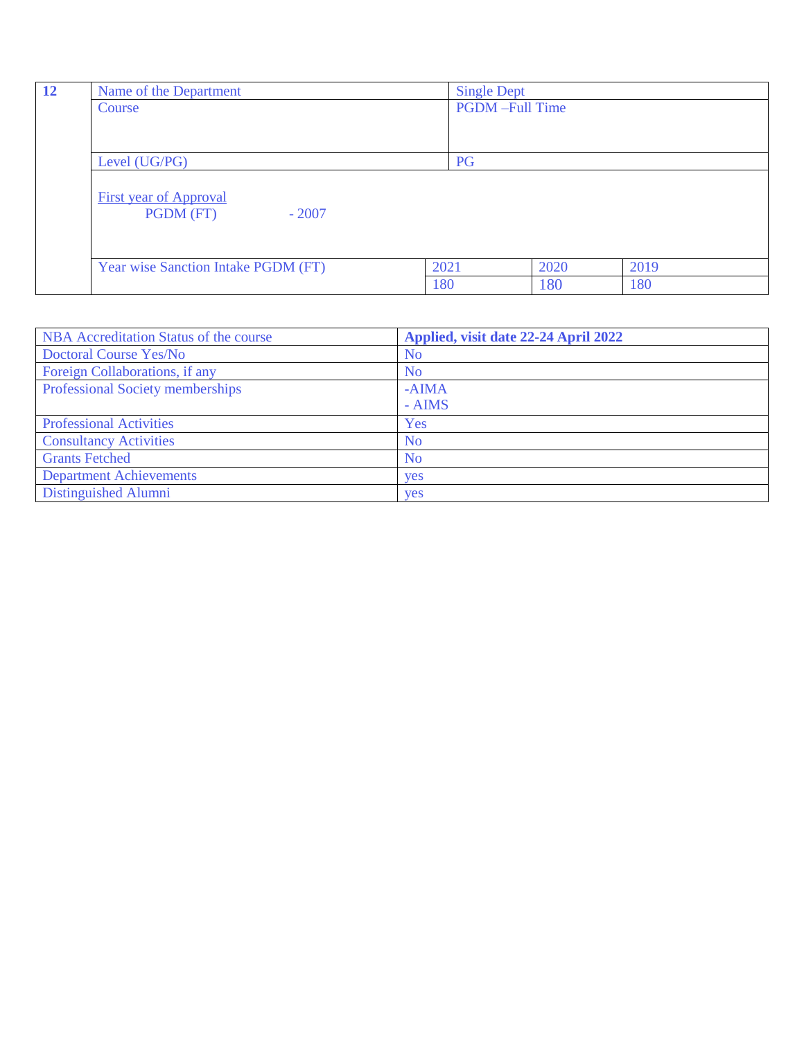| 12 | Name of the Department | Single Dept | | |
|---|---|---|---|---|
| | Course | PGDM –Full Time | | |
| | Level (UG/PG) | PG | | |
| | First year of Approval<br>PGDM (FT) - 2007 | | | |
| | Year wise Sanction Intake PGDM (FT) | 2021 | 2020 | 2019 |
| | | 180 | 180 | 180 |

| NBA Accreditation Status of the course | **Applied, visit date 22-24 April 2022** |
|---|---|
| Doctoral Course Yes/No | No |
| Foreign Collaborations, if any | No |
| Professional Society memberships | -AIMA<br>- AIMS |
| Professional Activities | Yes |
| Consultancy Activities | No |
| Grants Fetched | No |
| Department Achievements | yes |
| Distinguished Alumni | yes |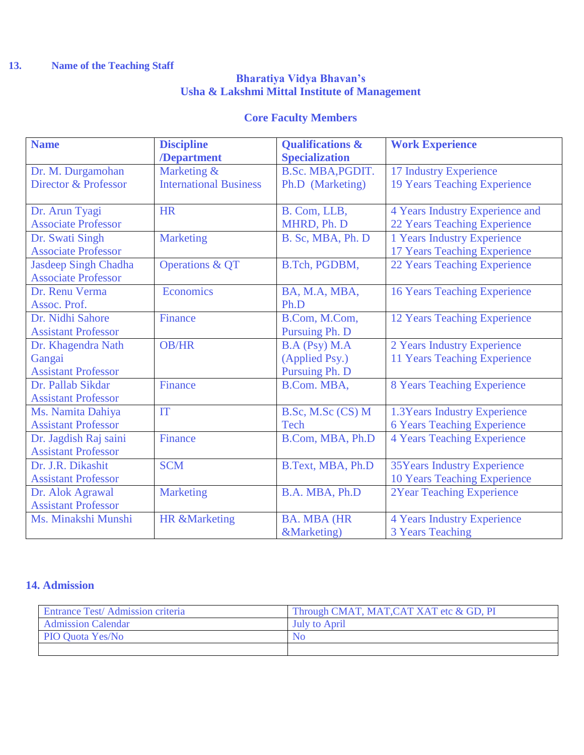**13. Name of the Teaching Staff**

**Bharatiya Vidya Bhavan's**
**Usha & Lakshmi Mittal Institute of Management**

**Core Faculty Members**

| Name | Discipline /Department | Qualifications & Specialization | Work Experience |
|---|---|---|---|
| Dr. M. Durgamohan Director & Professor | Marketing & International Business | B.Sc. MBA,PGDIT. Ph.D (Marketing) | 17 Industry Experience 19 Years Teaching Experience |
| Dr. Arun Tyagi Associate Professor | HR | B. Com, LLB, MHRD, Ph. D | 4 Years Industry Experience and 22 Years Teaching Experience |
| Dr. Swati Singh Associate Professor | Marketing | B. Sc, MBA, Ph. D | 1 Years Industry Experience 17 Years Teaching Experience |
| Jasdeep Singh Chadha Associate Professor | Operations & QT | B.Tch, PGDBM, | 22 Years Teaching Experience |
| Dr. Renu Verma Assoc. Prof. | Economics | BA, M.A, MBA, Ph.D | 16 Years Teaching Experience |
| Dr. Nidhi Sahore Assistant Professor | Finance | B.Com, M.Com, Pursuing Ph. D | 12 Years Teaching Experience |
| Dr. Khagendra Nath Gangai Assistant Professor | OB/HR | B.A (Psy) M.A (Applied Psy.) Pursuing Ph. D | 2 Years Industry Experience 11 Years Teaching Experience |
| Dr. Pallab Sikdar Assistant Professor | Finance | B.Com. MBA, | 8 Years Teaching Experience |
| Ms. Namita Dahiya Assistant Professor | IT | B.Sc, M.Sc (CS) M Tech | 1.3Years Industry Experience 6 Years Teaching Experience |
| Dr. Jagdish Raj saini Assistant Professor | Finance | B.Com, MBA, Ph.D | 4 Years Teaching Experience |
| Dr. J.R. Dikashit Assistant Professor | SCM | B.Text, MBA, Ph.D | 35Years Industry Experience 10 Years Teaching Experience |
| Dr. Alok Agrawal Assistant Professor | Marketing | B.A. MBA, Ph.D | 2Year Teaching Experience |
| Ms. Minakshi Munshi | HR &Marketing | BA. MBA (HR &Marketing) | 4 Years Industry Experience 3 Years Teaching |

**14. Admission**

| Entrance Test/ Admission criteria | Through CMAT, MAT,CAT XAT etc & GD, PI |
|---|---|
| Admission Calendar | July to April |
| PIO Quota Yes/No | No |
| | |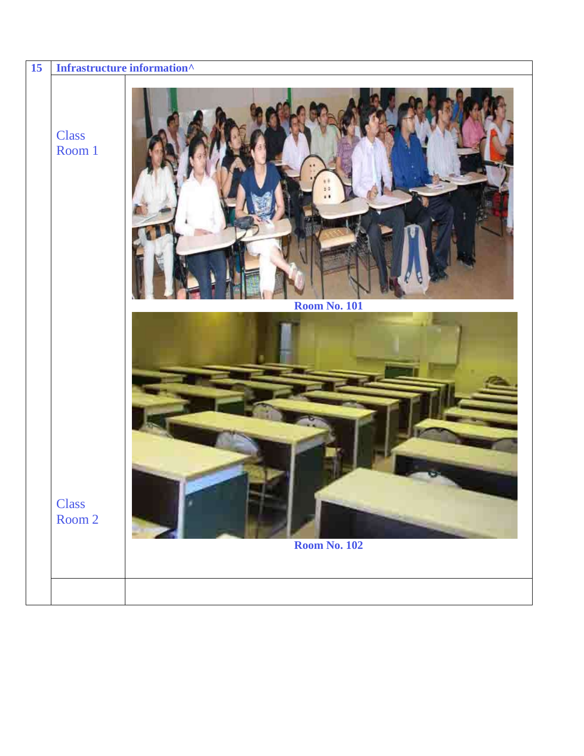| 15 | Infrastructure information^ | |
| --- | --- | --- |
| | Class Room 1 | Room No. 101 |
| | Class Room 2 | Room No. 102 |
| | | |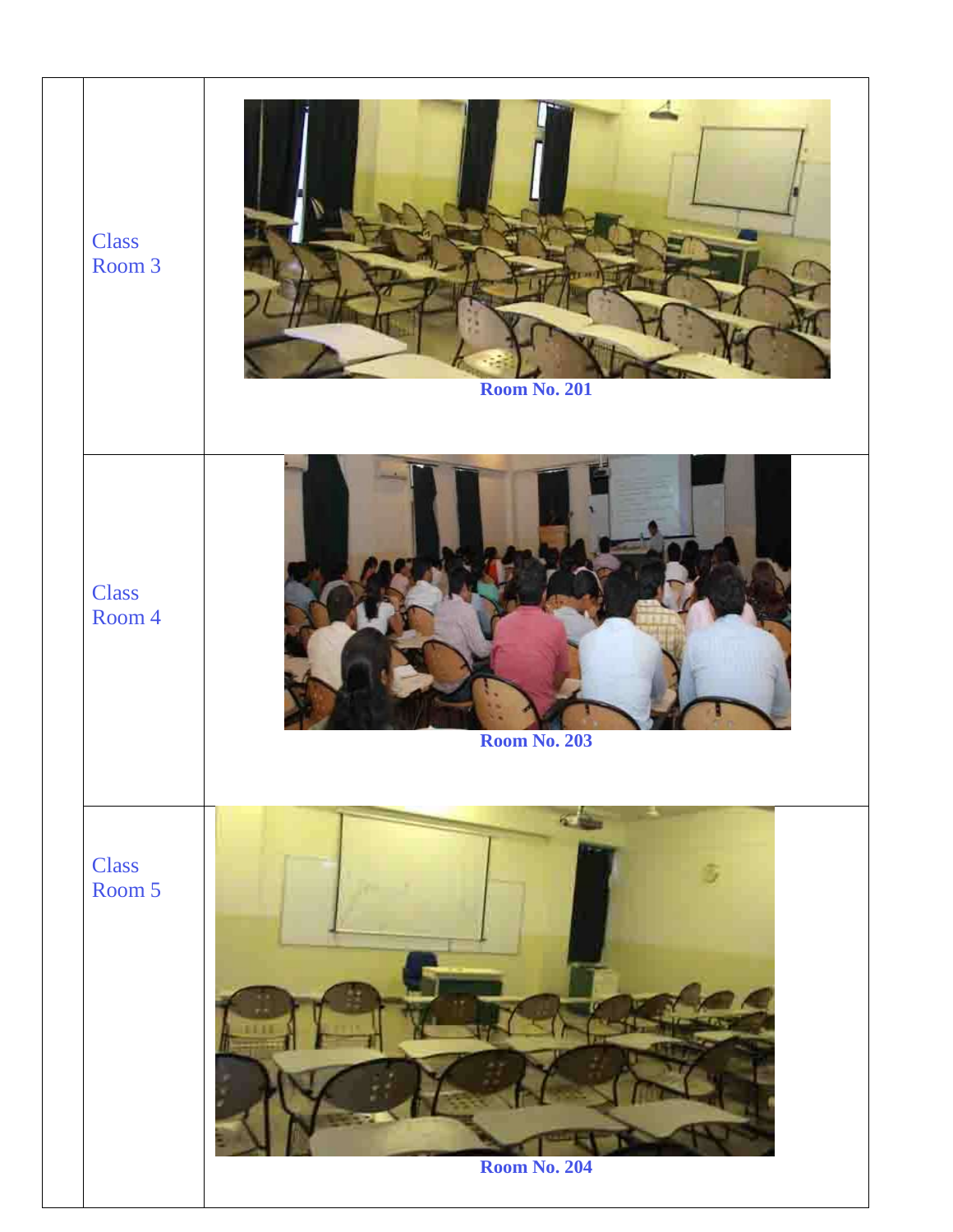| | | |
|---|---|---|
| | Class Room 3 | Room No. 201 |
| | Class Room 4 | Room No. 203 |
| | Class Room 5 | Room No. 204 |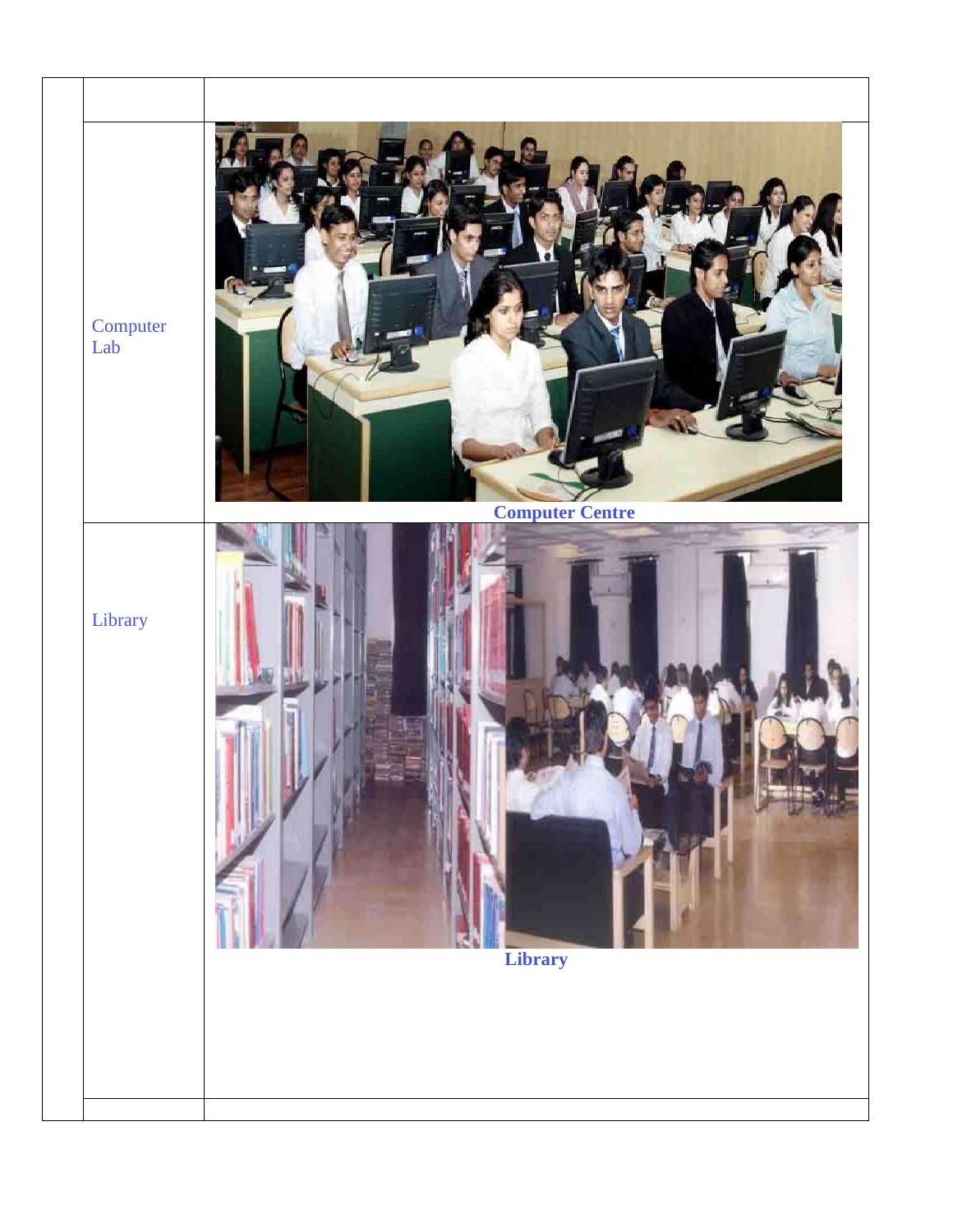| | | |
|---|---|---|
| | | |
| | Computer Lab | **Computer Centre** |
| | Library | **Library** |
| | | |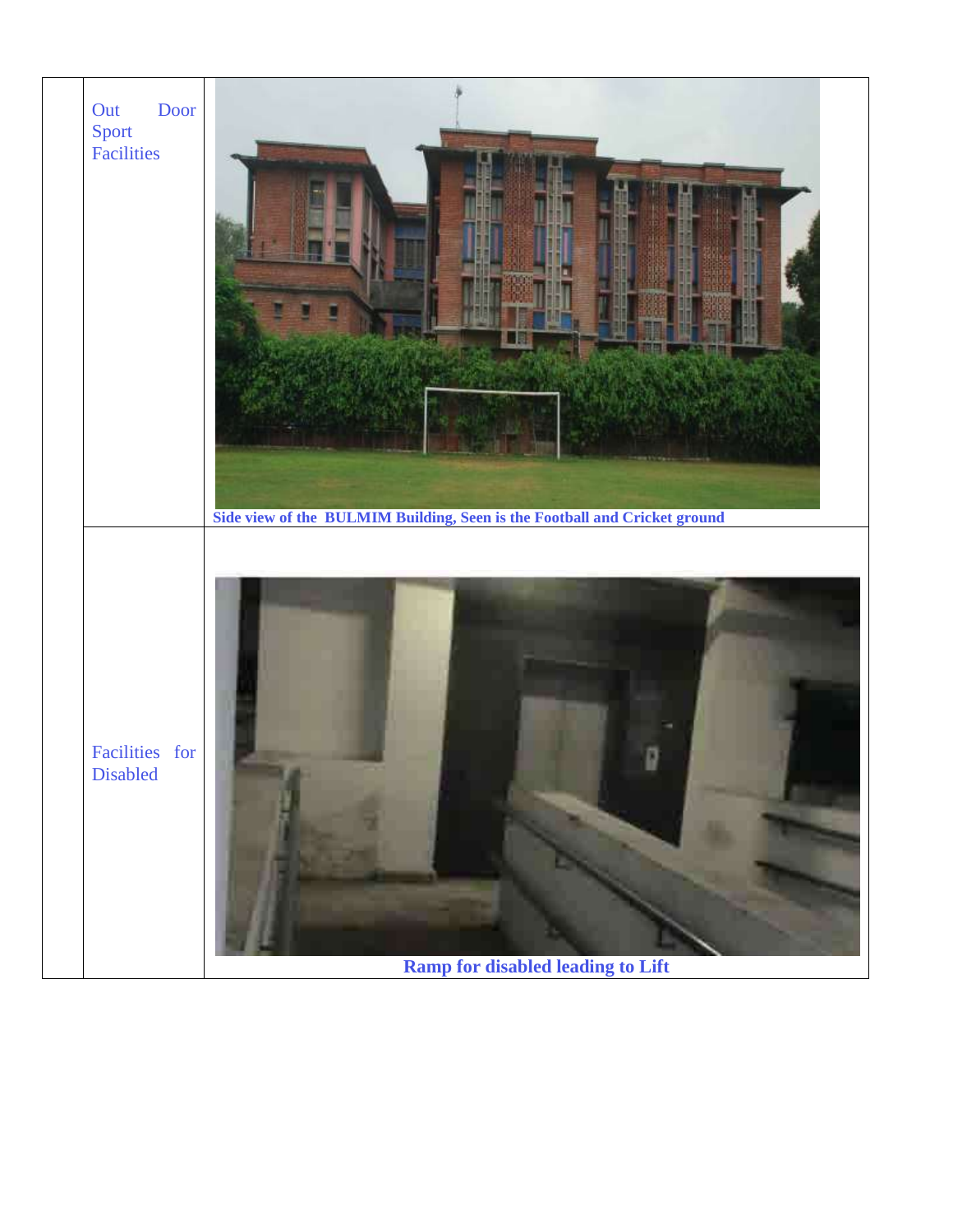| | | |
|---|---|---|
| | Out Door Sport Facilities | Side view of the BULMIM Building, Seen is the Football and Cricket ground |
| | Facilities for Disabled | **Ramp for disabled leading to Lift** |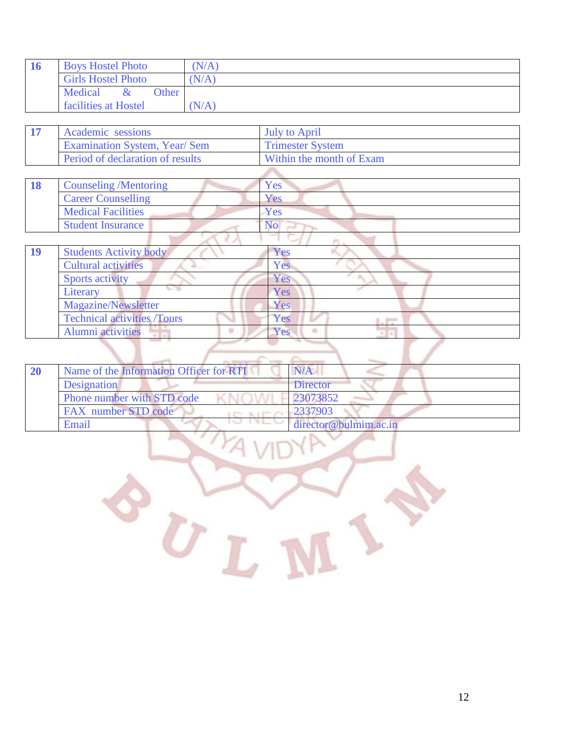| | | |
|---|---|---|
| **16** | Boys Hostel Photo | (N/A) |
| | Girls Hostel Photo | (N/A) |
| | Medical & Other facilities at Hostel | (N/A) |

| | | |
|---|---|---|
| **17** | Academic sessions | July to April |
| | Examination System, Year/ Sem | Trimester System |
| | Period of declaration of results | Within the month of Exam |

| | | |
|---|---|---|
| **18** | Counseling /Mentoring | Yes |
| | Career Counselling | Yes |
| | Medical Facilities | Yes |
| | Student Insurance | No |

| | | |
|---|---|---|
| **19** | Students Activity body | Yes |
| | Cultural activities | Yes |
| | Sports activity | Yes |
| | Literary | Yes |
| | Magazine/Newsletter | Yes |
| | Technical activities /Tours | Yes |
| | Alumni activities | Yes |

| | | |
|---|---|---|
| **20** | Name of the Information Officer for RTI | N/A |
| | Designation | Director |
| | Phone number with STD code | 23073852 |
| | FAX number STD code | 2337903 |
| | Email | director@bulmim.ac.in |